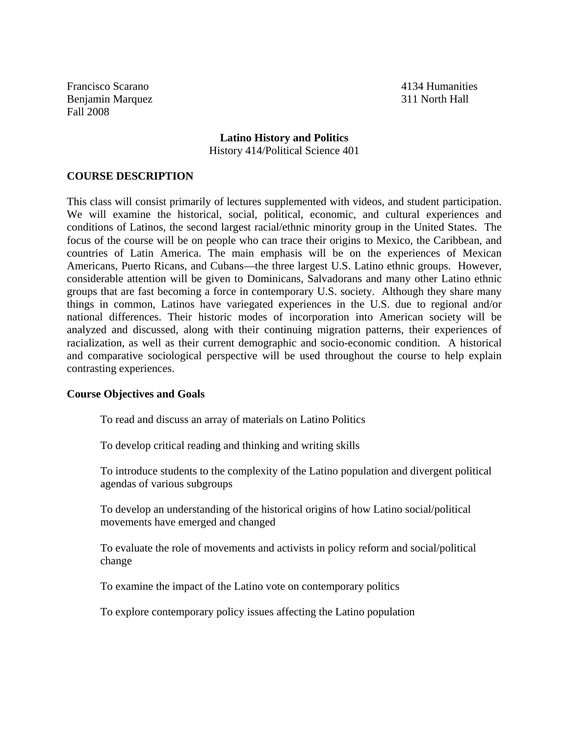Francisco Scarano 4134 Humanities
Benjamin Marquez 311 North Hall
Fall 2008

**Latino History and Politics**
History 414/Political Science 401

## COURSE DESCRIPTION

This class will consist primarily of lectures supplemented with videos, and student participation. We will examine the historical, social, political, economic, and cultural experiences and conditions of Latinos, the second largest racial/ethnic minority group in the United States. The focus of the course will be on people who can trace their origins to Mexico, the Caribbean, and countries of Latin America. The main emphasis will be on the experiences of Mexican Americans, Puerto Ricans, and Cubans—the three largest U.S. Latino ethnic groups. However, considerable attention will be given to Dominicans, Salvadorans and many other Latino ethnic groups that are fast becoming a force in contemporary U.S. society. Although they share many things in common, Latinos have variegated experiences in the U.S. due to regional and/or national differences. Their historic modes of incorporation into American society will be analyzed and discussed, along with their continuing migration patterns, their experiences of racialization, as well as their current demographic and socio-economic condition. A historical and comparative sociological perspective will be used throughout the course to help explain contrasting experiences.

### Course Objectives and Goals

To read and discuss an array of materials on Latino Politics

To develop critical reading and thinking and writing skills

To introduce students to the complexity of the Latino population and divergent political agendas of various subgroups

To develop an understanding of the historical origins of how Latino social/political movements have emerged and changed

To evaluate the role of movements and activists in policy reform and social/political change

To examine the impact of the Latino vote on contemporary politics

To explore contemporary policy issues affecting the Latino population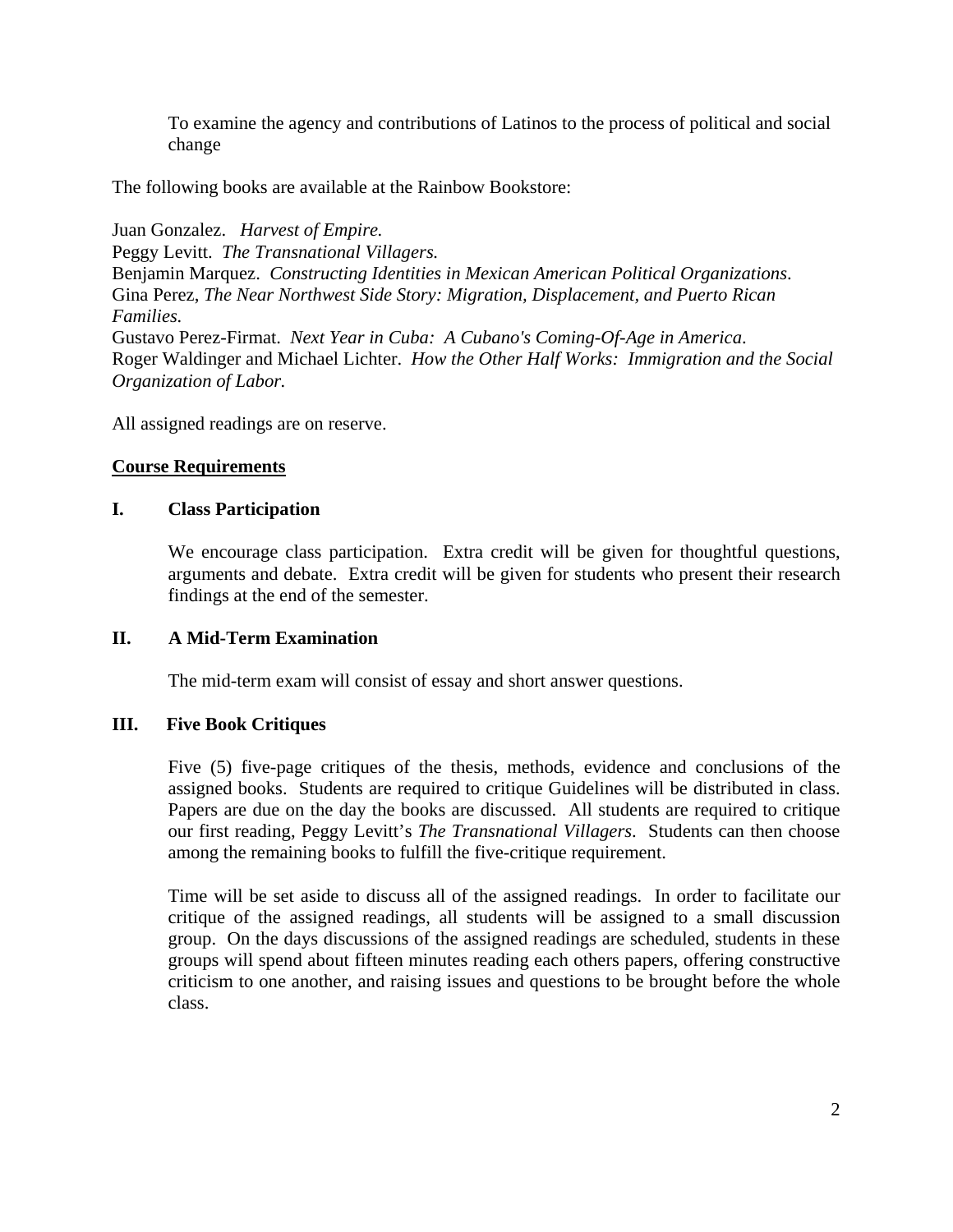To examine the agency and contributions of Latinos to the process of political and social change

The following books are available at the Rainbow Bookstore:

Juan Gonzalez. *Harvest of Empire.*
Peggy Levitt. *The Transnational Villagers.*
Benjamin Marquez. *Constructing Identities in Mexican American Political Organizations*.
Gina Perez, *The Near Northwest Side Story: Migration, Displacement, and Puerto Rican Families.*
Gustavo Perez-Firmat. *Next Year in Cuba: A Cubano's Coming-Of-Age in America*.
Roger Waldinger and Michael Lichter. *How the Other Half Works: Immigration and the Social Organization of Labor.*

All assigned readings are on reserve.

## Course Requirements

### I. Class Participation

We encourage class participation. Extra credit will be given for thoughtful questions, arguments and debate. Extra credit will be given for students who present their research findings at the end of the semester.

### II. A Mid-Term Examination

The mid-term exam will consist of essay and short answer questions.

### III. Five Book Critiques

Five (5) five-page critiques of the thesis, methods, evidence and conclusions of the assigned books. Students are required to critique Guidelines will be distributed in class. Papers are due on the day the books are discussed. All students are required to critique our first reading, Peggy Levitt's *The Transnational Villagers*. Students can then choose among the remaining books to fulfill the five-critique requirement.

Time will be set aside to discuss all of the assigned readings. In order to facilitate our critique of the assigned readings, all students will be assigned to a small discussion group. On the days discussions of the assigned readings are scheduled, students in these groups will spend about fifteen minutes reading each others papers, offering constructive criticism to one another, and raising issues and questions to be brought before the whole class.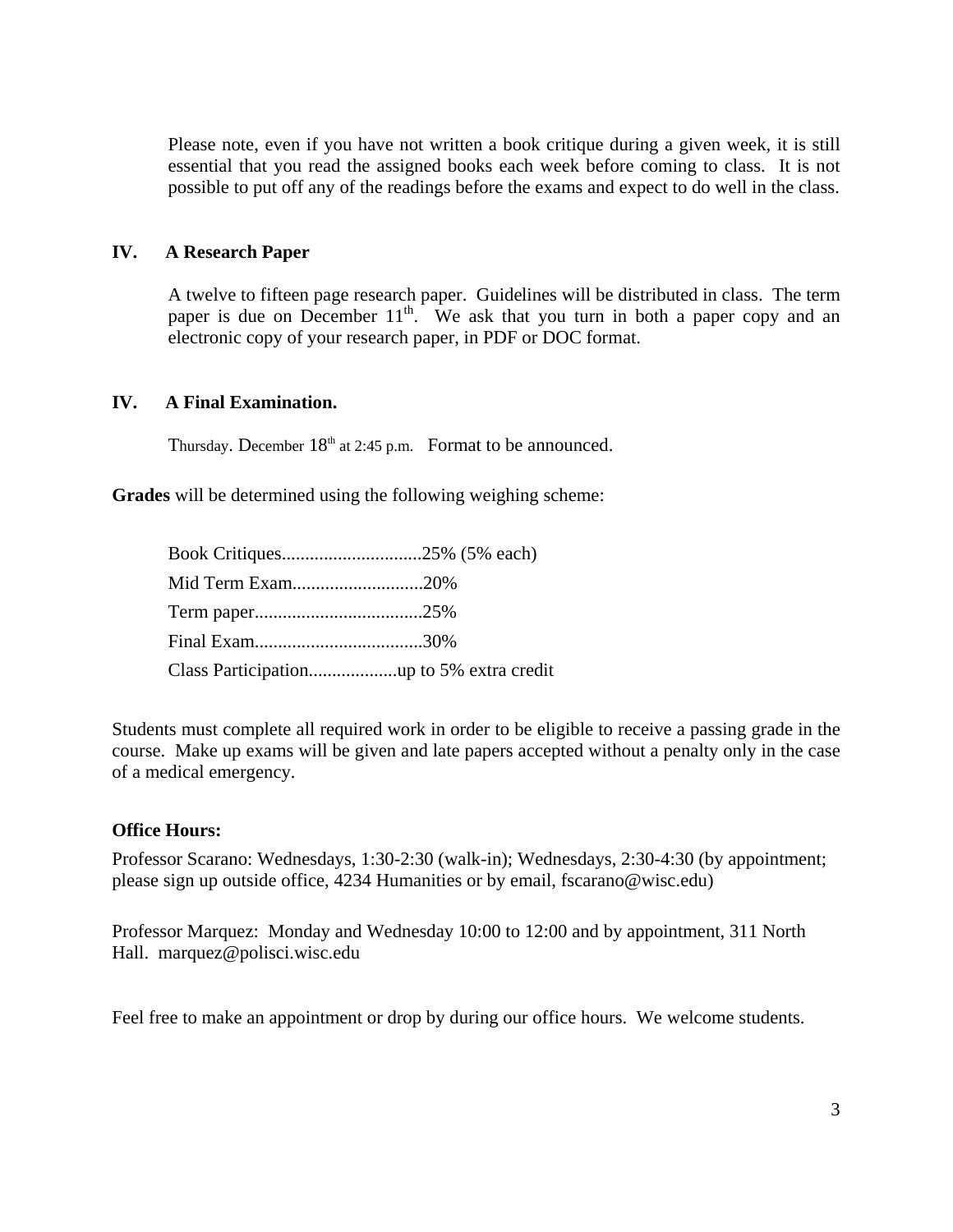Please note, even if you have not written a book critique during a given week, it is still essential that you read the assigned books each week before coming to class. It is not possible to put off any of the readings before the exams and expect to do well in the class.

### IV. A Research Paper

A twelve to fifteen page research paper. Guidelines will be distributed in class. The term paper is due on December 11th. We ask that you turn in both a paper copy and an electronic copy of your research paper, in PDF or DOC format.

### IV. A Final Examination.

Thursday. December 18th at 2:45 p.m. Format to be announced.

**Grades** will be determined using the following weighing scheme:

Book Critiques.............................25% (5% each)
Mid Term Exam...........................20%
Term paper...................................25%
Final Exam...................................30%
Class Participation..................up to 5% extra credit

Students must complete all required work in order to be eligible to receive a passing grade in the course. Make up exams will be given and late papers accepted without a penalty only in the case of a medical emergency.

**Office Hours:**

Professor Scarano: Wednesdays, 1:30-2:30 (walk-in); Wednesdays, 2:30-4:30 (by appointment; please sign up outside office, 4234 Humanities or by email, fscarano@wisc.edu)

Professor Marquez: Monday and Wednesday 10:00 to 12:00 and by appointment, 311 North Hall. marquez@polisci.wisc.edu

Feel free to make an appointment or drop by during our office hours. We welcome students.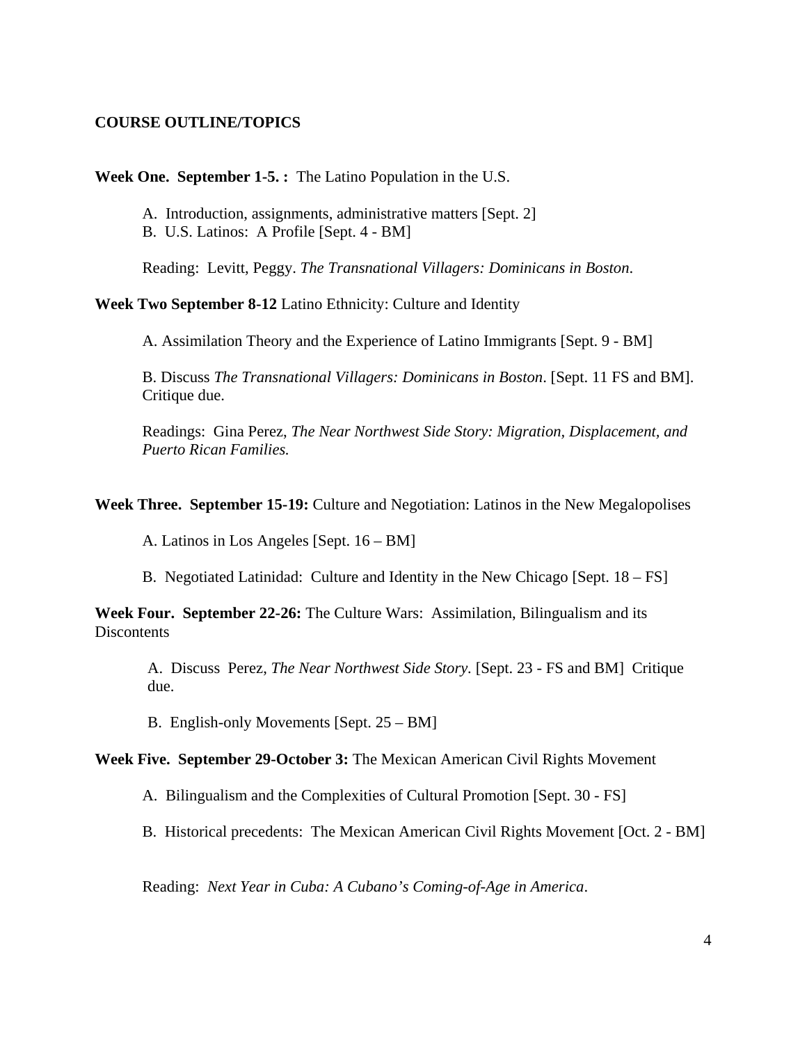**COURSE OUTLINE/TOPICS**

**Week One. September 1-5. :** The Latino Population in the U.S.

A. Introduction, assignments, administrative matters [Sept. 2]
B. U.S. Latinos: A Profile [Sept. 4 - BM]

Reading: Levitt, Peggy. *The Transnational Villagers: Dominicans in Boston*.

**Week Two September 8-12** Latino Ethnicity: Culture and Identity

A. Assimilation Theory and the Experience of Latino Immigrants [Sept. 9 - BM]

B. Discuss *The Transnational Villagers: Dominicans in Boston*. [Sept. 11 FS and BM]. Critique due.

Readings: Gina Perez, *The Near Northwest Side Story: Migration, Displacement, and Puerto Rican Families.*

**Week Three. September 15-19:** Culture and Negotiation: Latinos in the New Megalopolises

A. Latinos in Los Angeles [Sept. 16 – BM]

B. Negotiated Latinidad: Culture and Identity in the New Chicago [Sept. 18 – FS]

**Week Four. September 22-26:** The Culture Wars: Assimilation, Bilingualism and its Discontents

A. Discuss Perez, *The Near Northwest Side Story*. [Sept. 23 - FS and BM] Critique due.

B. English-only Movements [Sept. 25 – BM]

**Week Five. September 29-October 3:** The Mexican American Civil Rights Movement

A. Bilingualism and the Complexities of Cultural Promotion [Sept. 30 - FS]

B. Historical precedents: The Mexican American Civil Rights Movement [Oct. 2 - BM]

Reading: *Next Year in Cuba: A Cubano's Coming-of-Age in America*.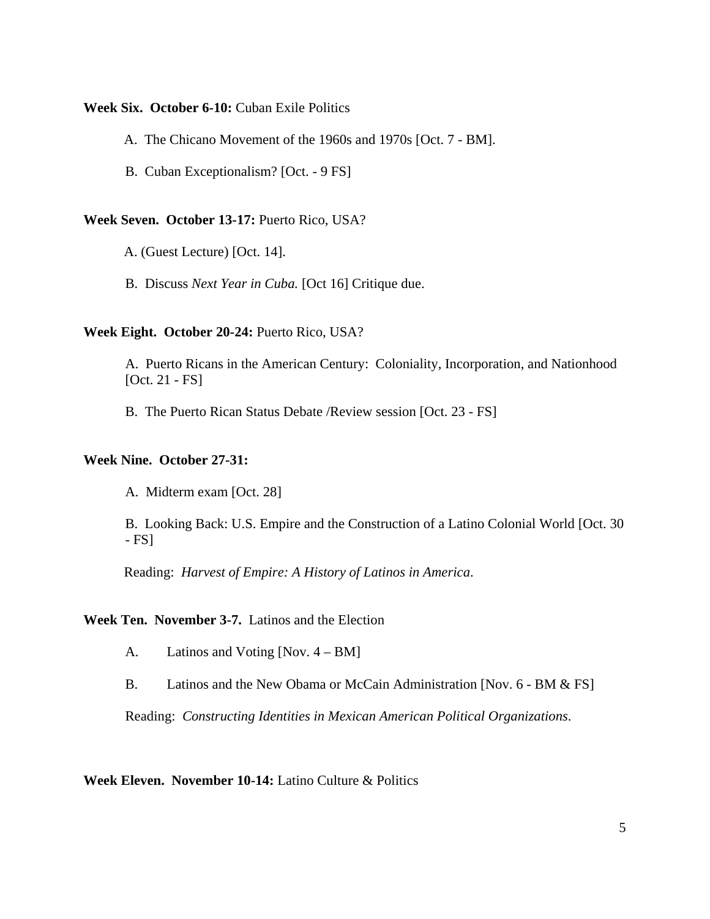**Week Six. October 6-10:** Cuban Exile Politics

A. The Chicano Movement of the 1960s and 1970s [Oct. 7 - BM].

B. Cuban Exceptionalism? [Oct. - 9 FS]

**Week Seven. October 13-17:** Puerto Rico, USA?

A. (Guest Lecture) [Oct. 14].

B. Discuss *Next Year in Cuba.* [Oct 16] Critique due.

**Week Eight. October 20-24:** Puerto Rico, USA?

A. Puerto Ricans in the American Century: Coloniality, Incorporation, and Nationhood [Oct. 21 - FS]

B. The Puerto Rican Status Debate /Review session [Oct. 23 - FS]

**Week Nine. October 27-31:**

A. Midterm exam [Oct. 28]

B. Looking Back: U.S. Empire and the Construction of a Latino Colonial World [Oct. 30 - FS]

Reading: *Harvest of Empire: A History of Latinos in America*.

**Week Ten. November 3-7.** Latinos and the Election

A. Latinos and Voting [Nov. 4 – BM]

B. Latinos and the New Obama or McCain Administration [Nov. 6 - BM & FS]

Reading: *Constructing Identities in Mexican American Political Organizations*.

**Week Eleven. November 10-14:** Latino Culture & Politics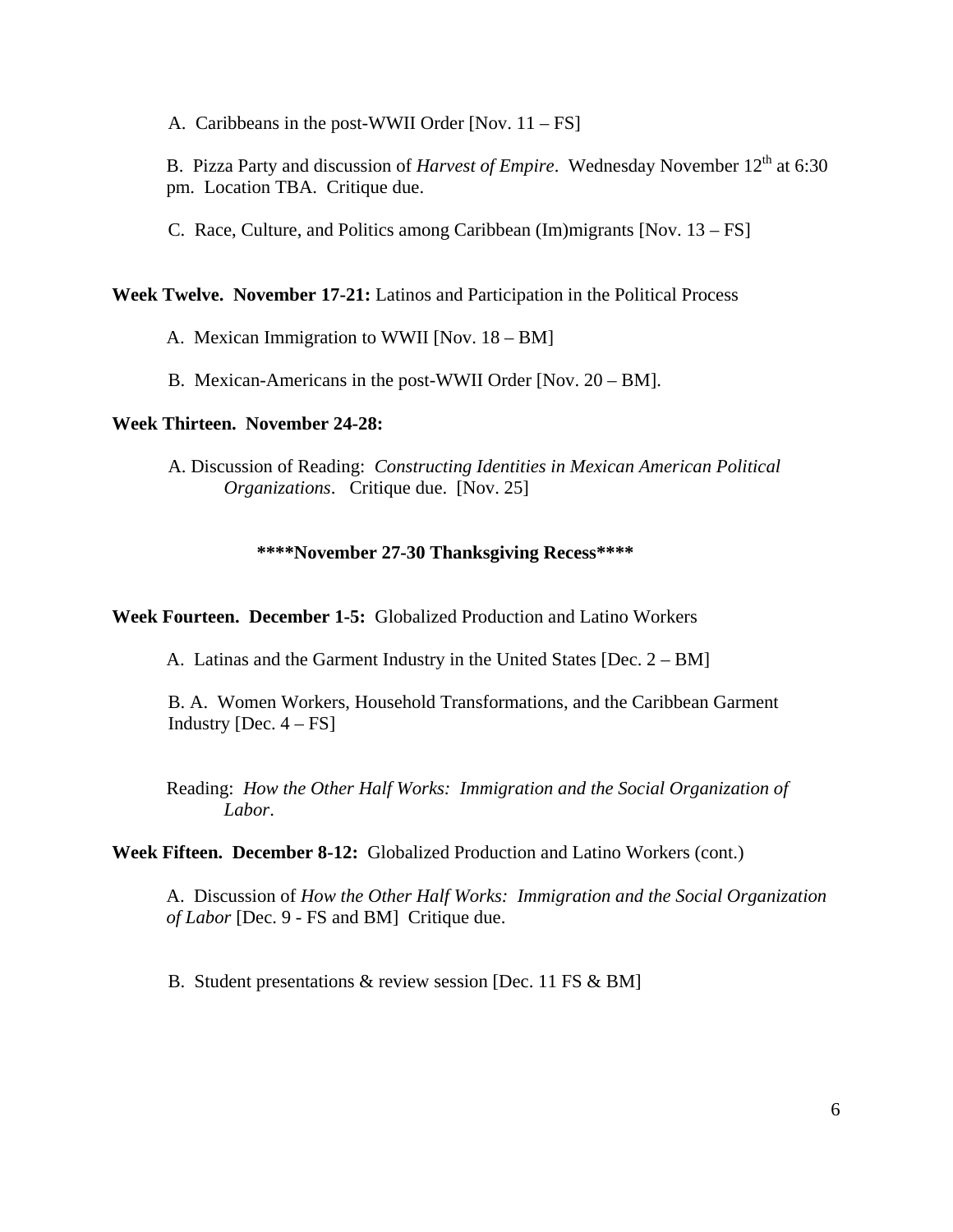A. Caribbeans in the post-WWII Order [Nov. 11 – FS]

B. Pizza Party and discussion of *Harvest of Empire*. Wednesday November 12th at 6:30 pm. Location TBA. Critique due.

C. Race, Culture, and Politics among Caribbean (Im)migrants [Nov. 13 – FS]

**Week Twelve. November 17-21:** Latinos and Participation in the Political Process

A. Mexican Immigration to WWII [Nov. 18 – BM]

B. Mexican-Americans in the post-WWII Order [Nov. 20 – BM].

**Week Thirteen. November 24-28:**

A. Discussion of Reading: *Constructing Identities in Mexican American Political Organizations*. Critique due. [Nov. 25]

**\*\*\*\*November 27-30 Thanksgiving Recess\*\*\*\***

**Week Fourteen. December 1-5:** Globalized Production and Latino Workers

A. Latinas and the Garment Industry in the United States [Dec. 2 – BM]

B. A. Women Workers, Household Transformations, and the Caribbean Garment Industry [Dec. 4 – FS]

Reading: *How the Other Half Works: Immigration and the Social Organization of Labor*.

**Week Fifteen. December 8-12:** Globalized Production and Latino Workers (cont.)

A. Discussion of *How the Other Half Works: Immigration and the Social Organization of Labor* [Dec. 9 - FS and BM] Critique due.

B. Student presentations & review session [Dec. 11 FS & BM]